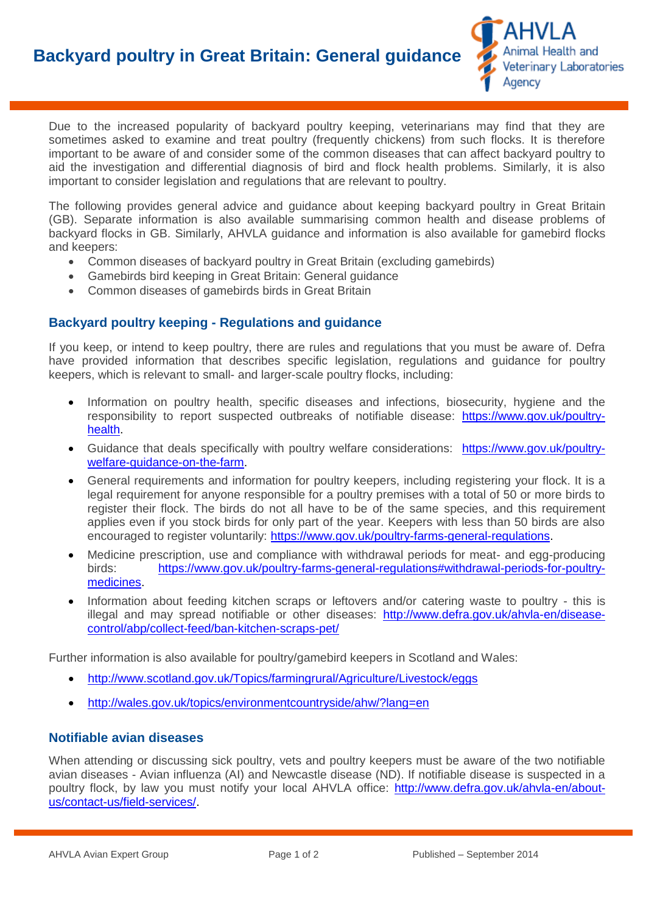# Backyard poultry in Great Britain: General guidance

Due to the increased popularity of backyard poultry keeping, veterinarians may find that they are sometimes asked to examine and treat poultry (frequently chickens) from such flocks. It is therefore important to be aware of and consider some of the common diseases that can affect backyard poultry to aid the investigation and differential diagnosis of bird and flock health problems. Similarly, it is also important to consider legislation and regulations that are relevant to poultry.

The following provides general advice and guidance about keeping backyard poultry in Great Britain (GB). Separate information is also available summarising common health and disease problems of backyard flocks in GB. Similarly, AHVLA guidance and information is also available for gamebird flocks and keepers:

- Common diseases of backyard poultry in Great Britain (excluding gamebirds)
- Gamebirds bird keeping in Great Britain: General guidance
- Common diseases of gamebirds birds in Great Britain

## Backyard poultry keeping - Regulations and guidance

If you keep, or intend to keep poultry, there are rules and regulations that you must be aware of. Defra have provided information that describes specific legislation, regulations and guidance for poultry keepers, which is relevant to small- and larger-scale poultry flocks, including:

- Information on poultry health, specific diseases and infections, biosecurity, hygiene and the responsibility to report suspected outbreaks of notifiable disease: https://www.gov.uk/poultry-health.
- Guidance that deals specifically with poultry welfare considerations: https://www.gov.uk/poultry-welfare-guidance-on-the-farm.
- General requirements and information for poultry keepers, including registering your flock. It is a legal requirement for anyone responsible for a poultry premises with a total of 50 or more birds to register their flock. The birds do not all have to be of the same species, and this requirement applies even if you stock birds for only part of the year. Keepers with less than 50 birds are also encouraged to register voluntarily: https://www.gov.uk/poultry-farms-general-regulations.
- Medicine prescription, use and compliance with withdrawal periods for meat- and egg-producing birds: https://www.gov.uk/poultry-farms-general-regulations#withdrawal-periods-for-poultry-medicines.
- Information about feeding kitchen scraps or leftovers and/or catering waste to poultry - this is illegal and may spread notifiable or other diseases: http://www.defra.gov.uk/ahvla-en/disease-control/abp/collect-feed/ban-kitchen-scraps-pet/

Further information is also available for poultry/gamebird keepers in Scotland and Wales:

- http://www.scotland.gov.uk/Topics/farmingrural/Agriculture/Livestock/eggs
- http://wales.gov.uk/topics/environmentcountryside/ahw/?lang=en

## Notifiable avian diseases

When attending or discussing sick poultry, vets and poultry keepers must be aware of the two notifiable avian diseases - Avian influenza (AI) and Newcastle disease (ND). If notifiable disease is suspected in a poultry flock, by law you must notify your local AHVLA office: http://www.defra.gov.uk/ahvla-en/about-us/contact-us/field-services/.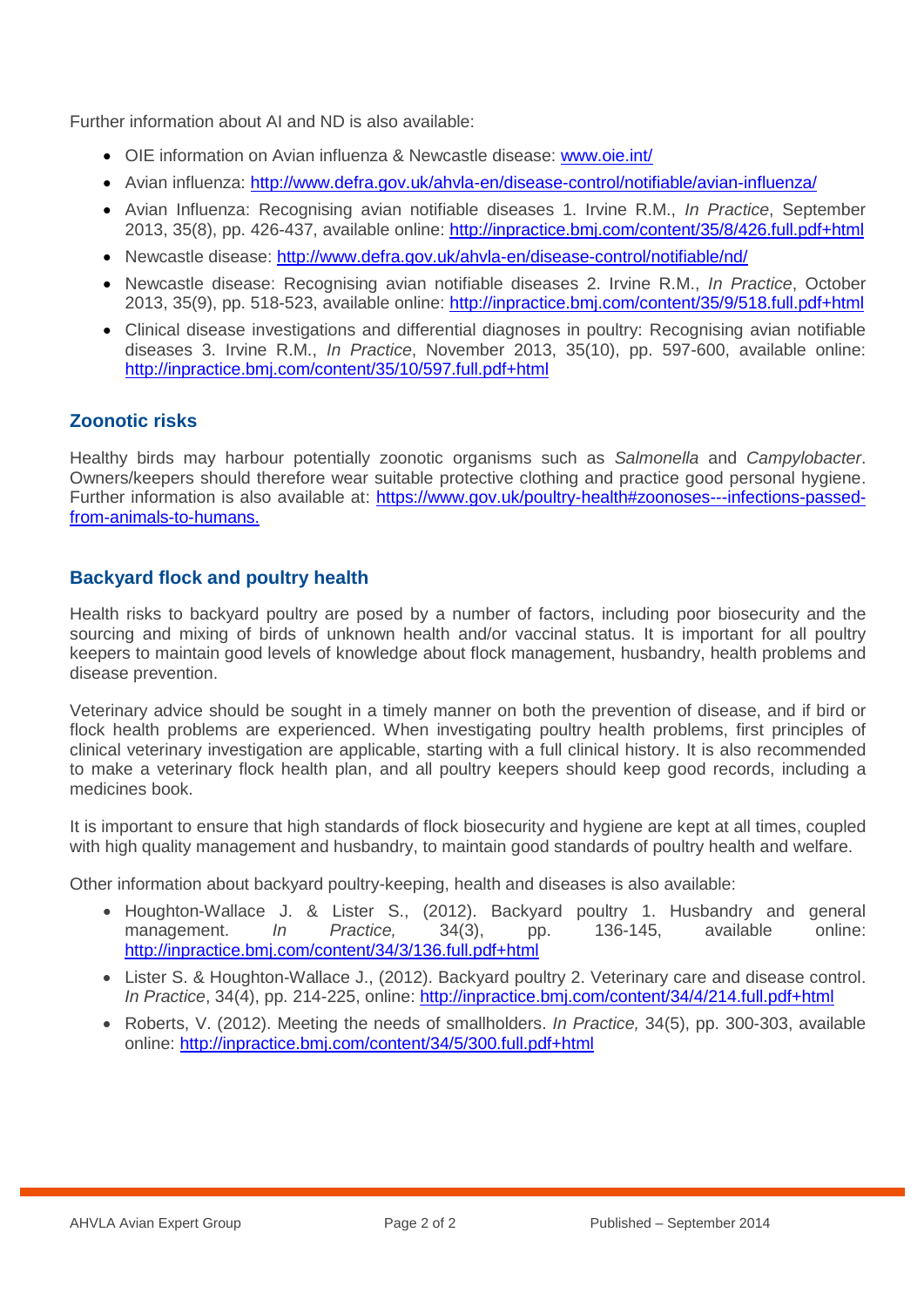Further information about AI and ND is also available:

- OIE information on Avian influenza & Newcastle disease: [www.oie.int/](http://www.oie.int/)
- Avian influenza: [http://www.defra.gov.uk/ahvla-en/disease-control/notifiable/avian-influenza/](http://www.defra.gov.uk/ahvla-en/disease-control/notifiable/avian-influenza/)
- Avian Influenza: Recognising avian notifiable diseases 1. Irvine R.M., *In Practice*, September 2013, 35(8), pp. 426-437, available online: [http://inpractice.bmj.com/content/35/8/426.full.pdf+html](http://inpractice.bmj.com/content/35/8/426.full.pdf+html)
- Newcastle disease: [http://www.defra.gov.uk/ahvla-en/disease-control/notifiable/nd/](http://www.defra.gov.uk/ahvla-en/disease-control/notifiable/nd/)
- Newcastle disease: Recognising avian notifiable diseases 2. Irvine R.M., *In Practice*, October 2013, 35(9), pp. 518-523, available online: [http://inpractice.bmj.com/content/35/9/518.full.pdf+html](http://inpractice.bmj.com/content/35/9/518.full.pdf+html)
- Clinical disease investigations and differential diagnoses in poultry: Recognising avian notifiable diseases 3. Irvine R.M., *In Practice*, November 2013, 35(10), pp. 597-600, available online: [http://inpractice.bmj.com/content/35/10/597.full.pdf+html](http://inpractice.bmj.com/content/35/10/597.full.pdf+html)

## Zoonotic risks

Healthy birds may harbour potentially zoonotic organisms such as *Salmonella* and *Campylobacter*. Owners/keepers should therefore wear suitable protective clothing and practice good personal hygiene. Further information is also available at: [https://www.gov.uk/poultry-health#zoonoses---infections-passed-from-animals-to-humans.](https://www.gov.uk/poultry-health#zoonoses---infections-passed-from-animals-to-humans)

## Backyard flock and poultry health

Health risks to backyard poultry are posed by a number of factors, including poor biosecurity and the sourcing and mixing of birds of unknown health and/or vaccinal status. It is important for all poultry keepers to maintain good levels of knowledge about flock management, husbandry, health problems and disease prevention.

Veterinary advice should be sought in a timely manner on both the prevention of disease, and if bird or flock health problems are experienced. When investigating poultry health problems, first principles of clinical veterinary investigation are applicable, starting with a full clinical history. It is also recommended to make a veterinary flock health plan, and all poultry keepers should keep good records, including a medicines book.

It is important to ensure that high standards of flock biosecurity and hygiene are kept at all times, coupled with high quality management and husbandry, to maintain good standards of poultry health and welfare.

Other information about backyard poultry-keeping, health and diseases is also available:

- Houghton-Wallace J. & Lister S., (2012). Backyard poultry 1. Husbandry and general management. *In Practice,* 34(3), pp. 136-145, available online: [http://inpractice.bmj.com/content/34/3/136.full.pdf+html](http://inpractice.bmj.com/content/34/3/136.full.pdf+html)
- Lister S. & Houghton-Wallace J., (2012). Backyard poultry 2. Veterinary care and disease control. *In Practice*, 34(4), pp. 214-225, online: [http://inpractice.bmj.com/content/34/4/214.full.pdf+html](http://inpractice.bmj.com/content/34/4/214.full.pdf+html)
- Roberts, V. (2012). Meeting the needs of smallholders. *In Practice,* 34(5), pp. 300-303, available online: [http://inpractice.bmj.com/content/34/5/300.full.pdf+html](http://inpractice.bmj.com/content/34/5/300.full.pdf+html)